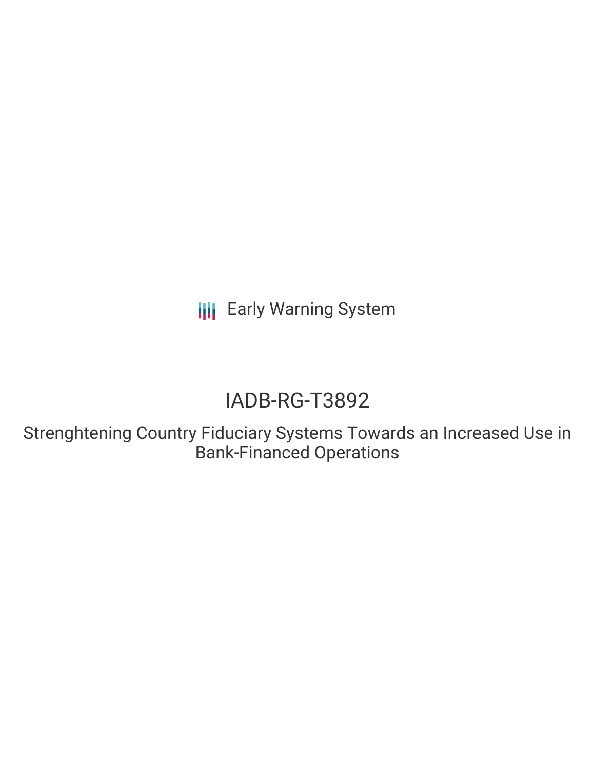Early Warning System

# IADB-RG-T3892

Strenghtening Country Fiduciary Systems Towards an Increased Use in Bank-Financed Operations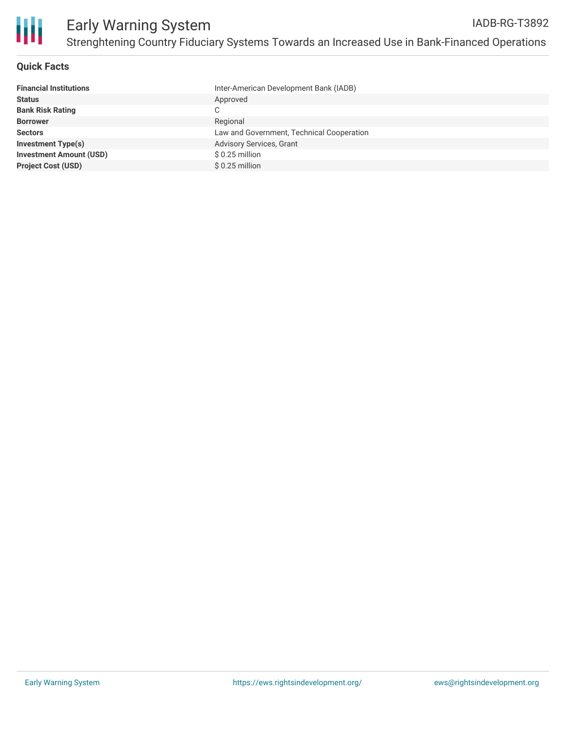# Early Warning System

IADB-RG-T3892

Strenghtening Country Fiduciary Systems Towards an Increased Use in Bank-Financed Operations

## Quick Facts

| | |
|---|---|
| **Financial Institutions** | Inter-American Development Bank (IADB) |
| **Status** | Approved |
| **Bank Risk Rating** | C |
| **Borrower** | Regional |
| **Sectors** | Law and Government, Technical Cooperation |
| **Investment Type(s)** | Advisory Services, Grant |
| **Investment Amount (USD)** | $ 0.25 million |
| **Project Cost (USD)** | $ 0.25 million |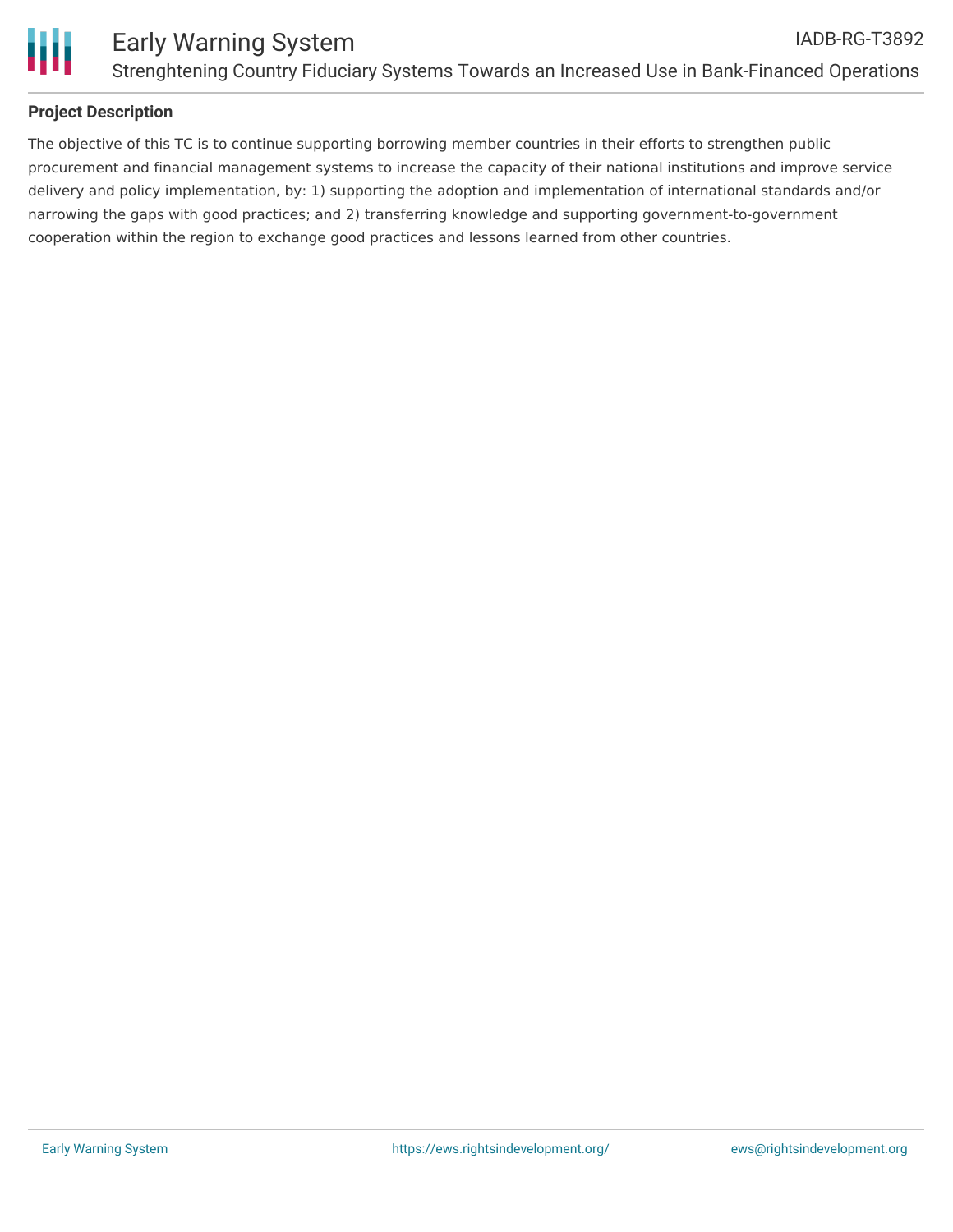## Project Description

The objective of this TC is to continue supporting borrowing member countries in their efforts to strengthen public procurement and financial management systems to increase the capacity of their national institutions and improve service delivery and policy implementation, by: 1) supporting the adoption and implementation of international standards and/or narrowing the gaps with good practices; and 2) transferring knowledge and supporting government-to-government cooperation within the region to exchange good practices and lessons learned from other countries.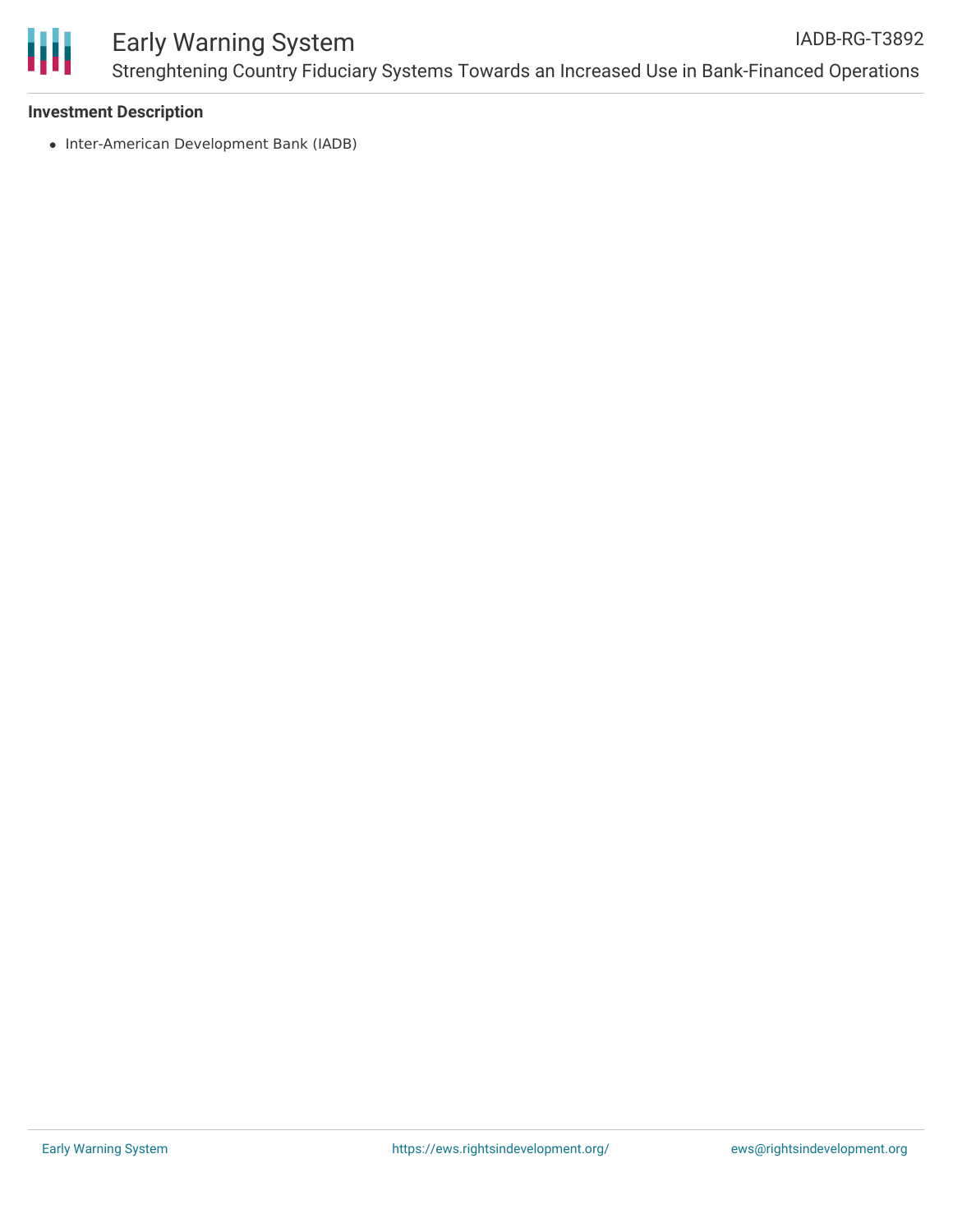**Investment Description**

- Inter-American Development Bank (IADB)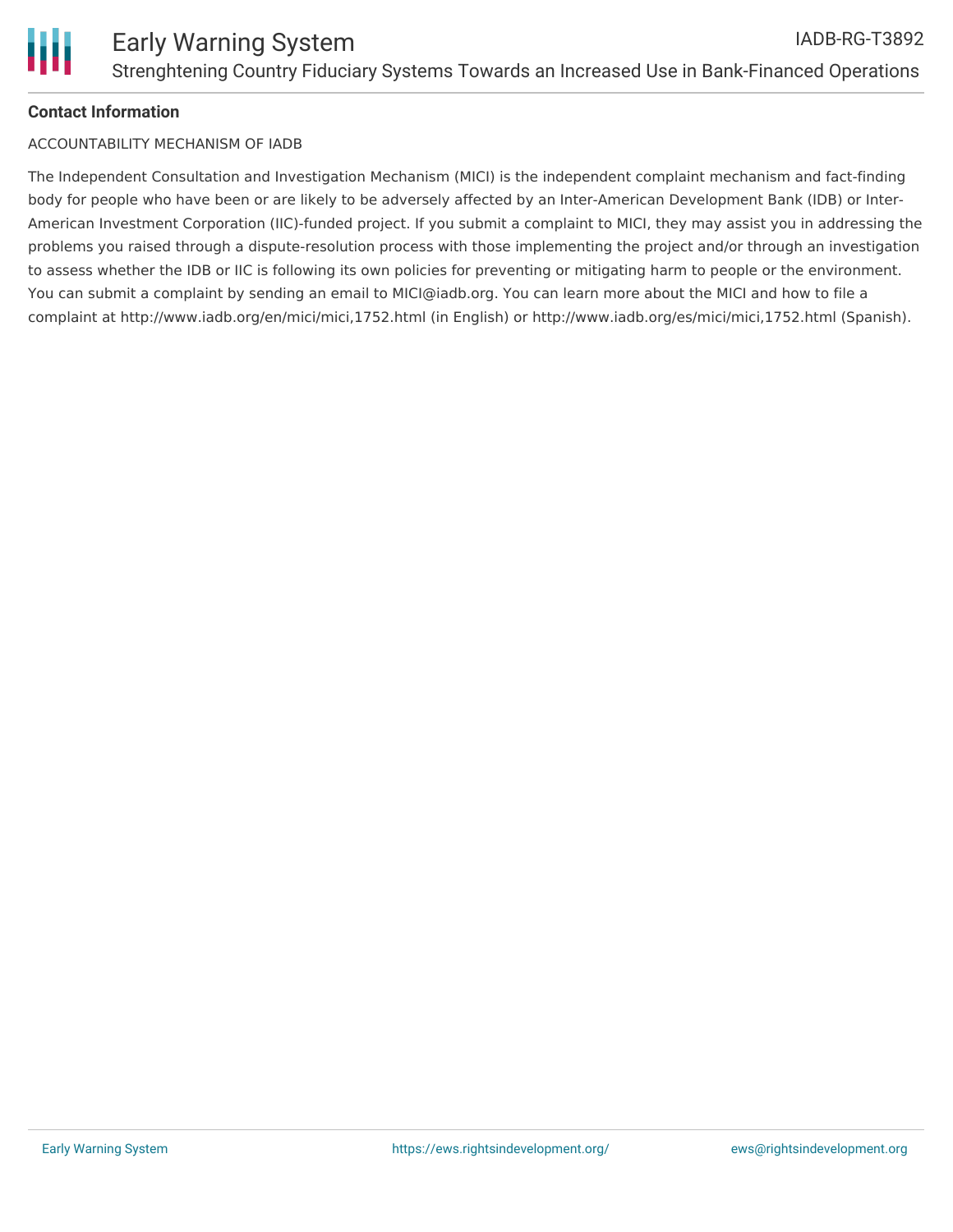**Contact Information**

ACCOUNTABILITY MECHANISM OF IADB

The Independent Consultation and Investigation Mechanism (MICI) is the independent complaint mechanism and fact-finding body for people who have been or are likely to be adversely affected by an Inter-American Development Bank (IDB) or Inter-American Investment Corporation (IIC)-funded project. If you submit a complaint to MICI, they may assist you in addressing the problems you raised through a dispute-resolution process with those implementing the project and/or through an investigation to assess whether the IDB or IIC is following its own policies for preventing or mitigating harm to people or the environment. You can submit a complaint by sending an email to MICI@iadb.org. You can learn more about the MICI and how to file a complaint at http://www.iadb.org/en/mici/mici,1752.html (in English) or http://www.iadb.org/es/mici/mici,1752.html (Spanish).